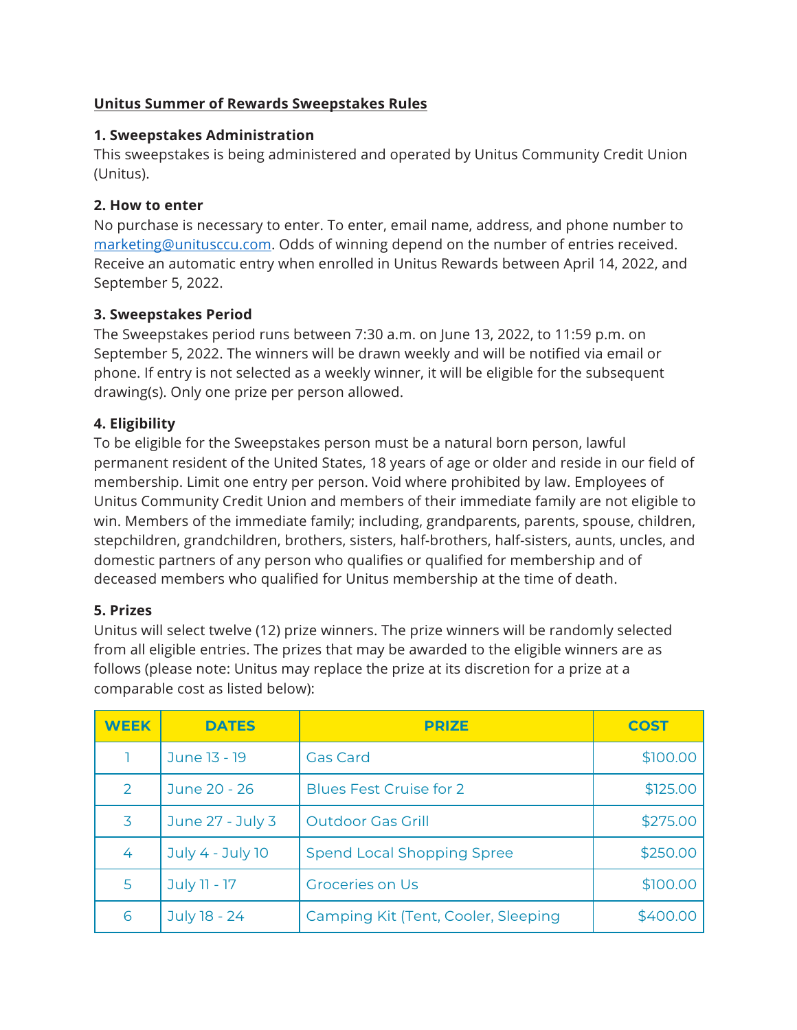**Unitus Summer of Rewards Sweepstakes Rules**

**1. Sweepstakes Administration**
This sweepstakes is being administered and operated by Unitus Community Credit Union (Unitus).

**2. How to enter**
No purchase is necessary to enter. To enter, email name, address, and phone number to marketing@unitusccu.com. Odds of winning depend on the number of entries received. Receive an automatic entry when enrolled in Unitus Rewards between April 14, 2022, and September 5, 2022.

**3. Sweepstakes Period**
The Sweepstakes period runs between 7:30 a.m. on June 13, 2022, to 11:59 p.m. on September 5, 2022. The winners will be drawn weekly and will be notified via email or phone. If entry is not selected as a weekly winner, it will be eligible for the subsequent drawing(s). Only one prize per person allowed.

**4. Eligibility**
To be eligible for the Sweepstakes person must be a natural born person, lawful permanent resident of the United States, 18 years of age or older and reside in our field of membership. Limit one entry per person. Void where prohibited by law. Employees of Unitus Community Credit Union and members of their immediate family are not eligible to win. Members of the immediate family; including, grandparents, parents, spouse, children, stepchildren, grandchildren, brothers, sisters, half-brothers, half-sisters, aunts, uncles, and domestic partners of any person who qualifies or qualified for membership and of deceased members who qualified for Unitus membership at the time of death.

**5. Prizes**
Unitus will select twelve (12) prize winners. The prize winners will be randomly selected from all eligible entries. The prizes that may be awarded to the eligible winners are as follows (please note: Unitus may replace the prize at its discretion for a prize at a comparable cost as listed below):

| WEEK | DATES | PRIZE | COST |
|---|---|---|---|
| 1 | June 13 - 19 | Gas Card | $100.00 |
| 2 | June 20 - 26 | Blues Fest Cruise for 2 | $125.00 |
| 3 | June 27 - July 3 | Outdoor Gas Grill | $275.00 |
| 4 | July 4 - July 10 | Spend Local Shopping Spree | $250.00 |
| 5 | July 11 - 17 | Groceries on Us | $100.00 |
| 6 | July 18 - 24 | Camping Kit (Tent, Cooler, Sleeping | $400.00 |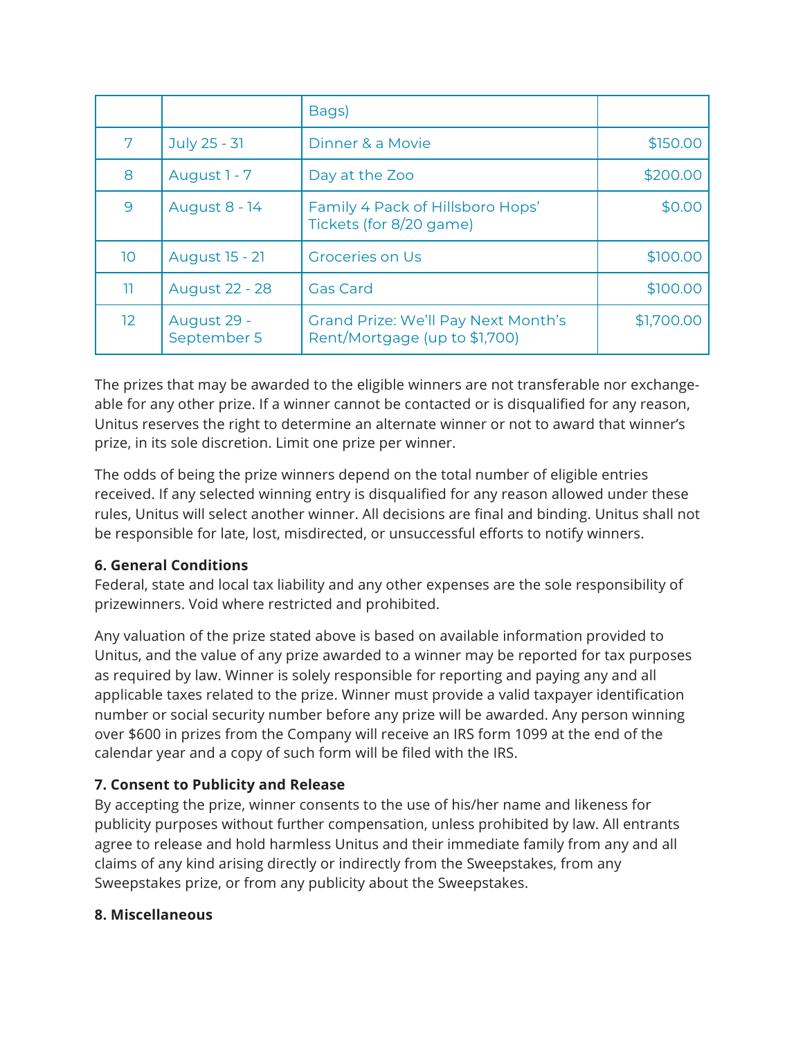| | | Bags) | |
|---|---|---|---|
| 7 | July 25 - 31 | Dinner & a Movie | $150.00 |
| 8 | August 1 - 7 | Day at the Zoo | $200.00 |
| 9 | August 8 - 14 | Family 4 Pack of Hillsboro Hops' Tickets (for 8/20 game) | $0.00 |
| 10 | August 15 - 21 | Groceries on Us | $100.00 |
| 11 | August 22 - 28 | Gas Card | $100.00 |
| 12 | August 29 - September 5 | Grand Prize: We'll Pay Next Month's Rent/Mortgage (up to $1,700) | $1,700.00 |

The prizes that may be awarded to the eligible winners are not transferable nor exchangeable for any other prize. If a winner cannot be contacted or is disqualified for any reason, Unitus reserves the right to determine an alternate winner or not to award that winner's prize, in its sole discretion. Limit one prize per winner.

The odds of being the prize winners depend on the total number of eligible entries received. If any selected winning entry is disqualified for any reason allowed under these rules, Unitus will select another winner. All decisions are final and binding. Unitus shall not be responsible for late, lost, misdirected, or unsuccessful efforts to notify winners.

**6. General Conditions**
Federal, state and local tax liability and any other expenses are the sole responsibility of prizewinners. Void where restricted and prohibited.

Any valuation of the prize stated above is based on available information provided to Unitus, and the value of any prize awarded to a winner may be reported for tax purposes as required by law. Winner is solely responsible for reporting and paying any and all applicable taxes related to the prize. Winner must provide a valid taxpayer identification number or social security number before any prize will be awarded. Any person winning over $600 in prizes from the Company will receive an IRS form 1099 at the end of the calendar year and a copy of such form will be filed with the IRS.

**7. Consent to Publicity and Release**
By accepting the prize, winner consents to the use of his/her name and likeness for publicity purposes without further compensation, unless prohibited by law. All entrants agree to release and hold harmless Unitus and their immediate family from any and all claims of any kind arising directly or indirectly from the Sweepstakes, from any Sweepstakes prize, or from any publicity about the Sweepstakes.

**8. Miscellaneous**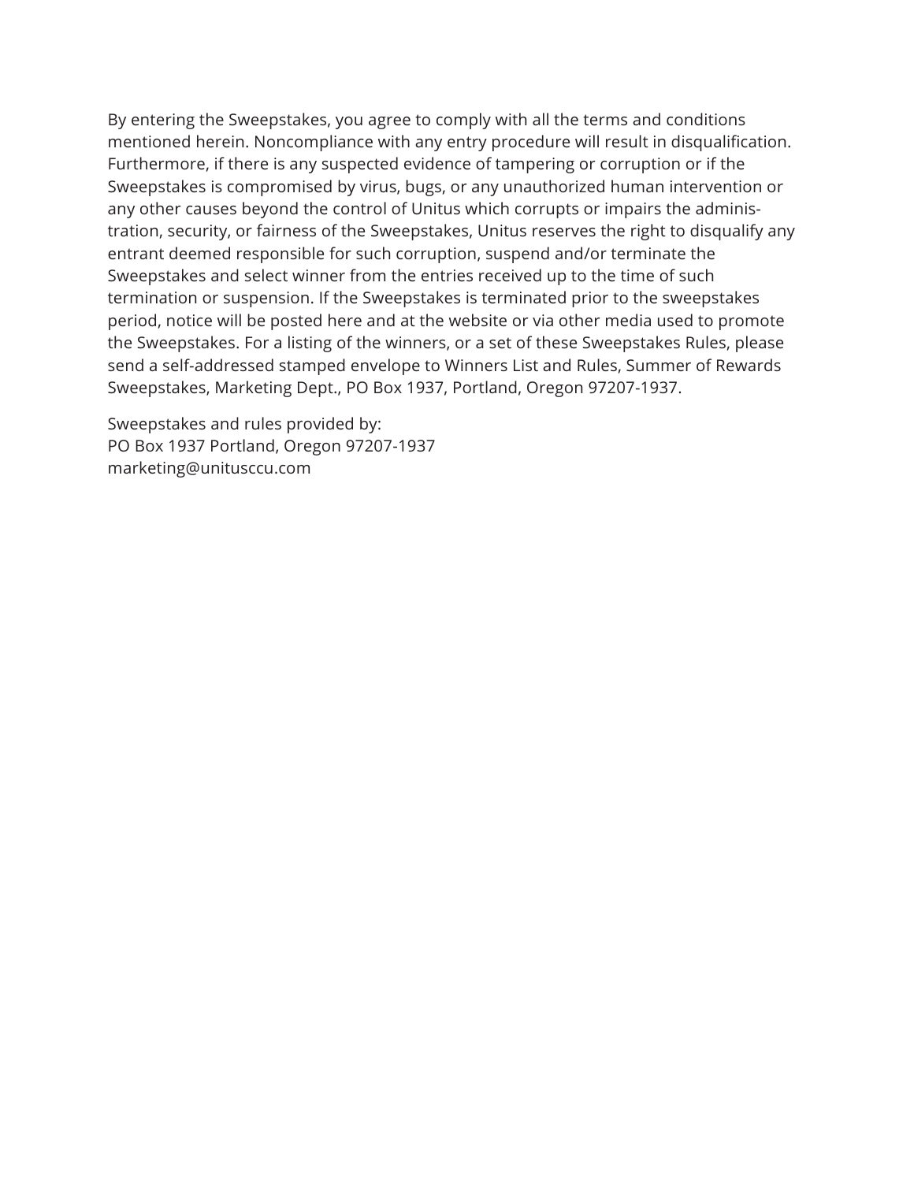By entering the Sweepstakes, you agree to comply with all the terms and conditions mentioned herein. Noncompliance with any entry procedure will result in disqualification. Furthermore, if there is any suspected evidence of tampering or corruption or if the Sweepstakes is compromised by virus, bugs, or any unauthorized human intervention or any other causes beyond the control of Unitus which corrupts or impairs the administration, security, or fairness of the Sweepstakes, Unitus reserves the right to disqualify any entrant deemed responsible for such corruption, suspend and/or terminate the Sweepstakes and select winner from the entries received up to the time of such termination or suspension. If the Sweepstakes is terminated prior to the sweepstakes period, notice will be posted here and at the website or via other media used to promote the Sweepstakes. For a listing of the winners, or a set of these Sweepstakes Rules, please send a self-addressed stamped envelope to Winners List and Rules, Summer of Rewards Sweepstakes, Marketing Dept., PO Box 1937, Portland, Oregon 97207-1937.

Sweepstakes and rules provided by:
PO Box 1937 Portland, Oregon 97207-1937
marketing@unitusccu.com